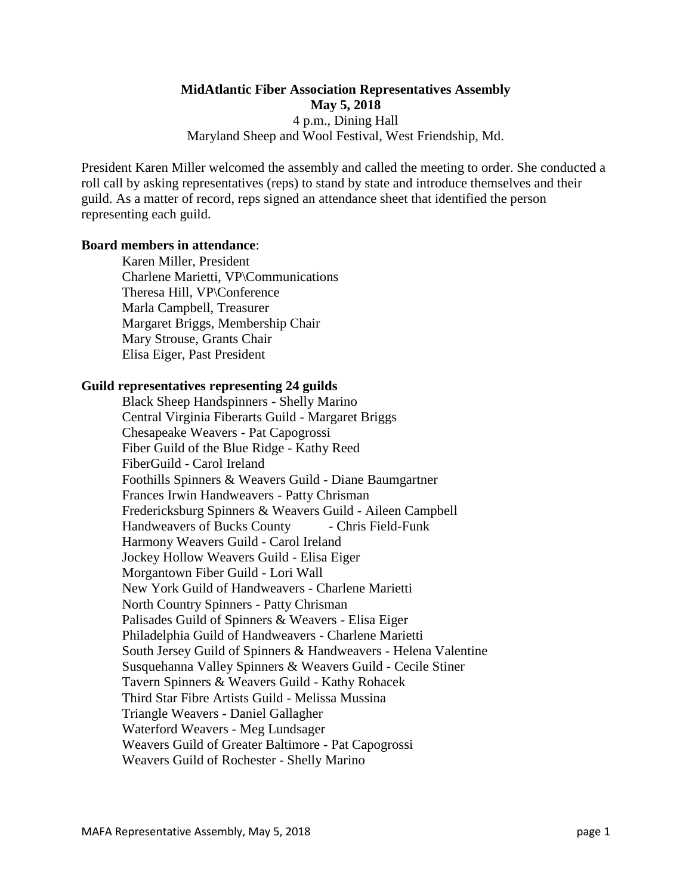**MidAtlantic Fiber Association Representatives Assembly**
**May 5, 2018**
4 p.m., Dining Hall
Maryland Sheep and Wool Festival, West Friendship, Md.

President Karen Miller welcomed the assembly and called the meeting to order. She conducted a roll call by asking representatives (reps) to stand by state and introduce themselves and their guild. As a matter of record, reps signed an attendance sheet that identified the person representing each guild.

**Board members in attendance**:

Karen Miller, President
Charlene Marietti, VP\Communications
Theresa Hill, VP\Conference
Marla Campbell, Treasurer
Margaret Briggs, Membership Chair
Mary Strouse, Grants Chair
Elisa Eiger, Past President

**Guild representatives representing 24 guilds**

Black Sheep Handspinners - Shelly Marino
Central Virginia Fiberarts Guild - Margaret Briggs
Chesapeake Weavers - Pat Capogrossi
Fiber Guild of the Blue Ridge - Kathy Reed
FiberGuild - Carol Ireland
Foothills Spinners & Weavers Guild - Diane Baumgartner
Frances Irwin Handweavers - Patty Chrisman
Fredericksburg Spinners & Weavers Guild - Aileen Campbell
Handweavers of Bucks County - Chris Field-Funk
Harmony Weavers Guild - Carol Ireland
Jockey Hollow Weavers Guild - Elisa Eiger
Morgantown Fiber Guild - Lori Wall
New York Guild of Handweavers - Charlene Marietti
North Country Spinners - Patty Chrisman
Palisades Guild of Spinners & Weavers - Elisa Eiger
Philadelphia Guild of Handweavers - Charlene Marietti
South Jersey Guild of Spinners & Handweavers - Helena Valentine
Susquehanna Valley Spinners & Weavers Guild - Cecile Stiner
Tavern Spinners & Weavers Guild - Kathy Rohacek
Third Star Fibre Artists Guild - Melissa Mussina
Triangle Weavers - Daniel Gallagher
Waterford Weavers - Meg Lundsager
Weavers Guild of Greater Baltimore - Pat Capogrossi
Weavers Guild of Rochester - Shelly Marino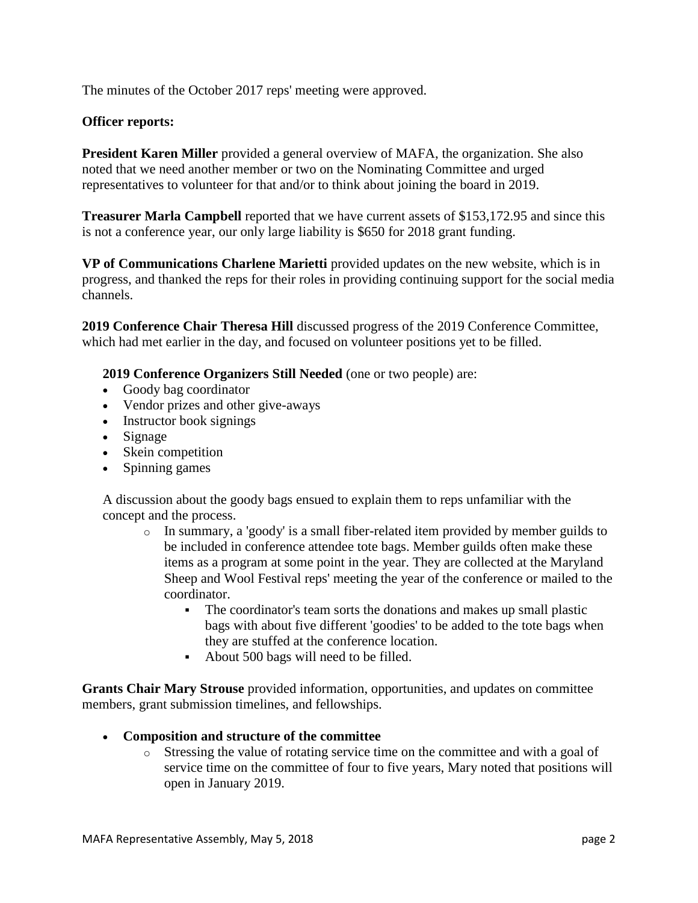The minutes of the October 2017 reps' meeting were approved.

**Officer reports:**

**President Karen Miller** provided a general overview of MAFA, the organization. She also noted that we need another member or two on the Nominating Committee and urged representatives to volunteer for that and/or to think about joining the board in 2019.

**Treasurer Marla Campbell** reported that we have current assets of $153,172.95 and since this is not a conference year, our only large liability is $650 for 2018 grant funding.

**VP of Communications Charlene Marietti** provided updates on the new website, which is in progress, and thanked the reps for their roles in providing continuing support for the social media channels.

**2019 Conference Chair Theresa Hill** discussed progress of the 2019 Conference Committee, which had met earlier in the day, and focused on volunteer positions yet to be filled.

**2019 Conference Organizers Still Needed** (one or two people) are:

- Goody bag coordinator
- Vendor prizes and other give-aways
- Instructor book signings
- Signage
- Skein competition
- Spinning games

A discussion about the goody bags ensued to explain them to reps unfamiliar with the concept and the process.

- In summary, a 'goody' is a small fiber-related item provided by member guilds to be included in conference attendee tote bags. Member guilds often make these items as a program at some point in the year. They are collected at the Maryland Sheep and Wool Festival reps' meeting the year of the conference or mailed to the coordinator.
  - The coordinator's team sorts the donations and makes up small plastic bags with about five different 'goodies' to be added to the tote bags when they are stuffed at the conference location.
  - About 500 bags will need to be filled.

**Grants Chair Mary Strouse** provided information, opportunities, and updates on committee members, grant submission timelines, and fellowships.

- **Composition and structure of the committee**
  - Stressing the value of rotating service time on the committee and with a goal of service time on the committee of four to five years, Mary noted that positions will open in January 2019.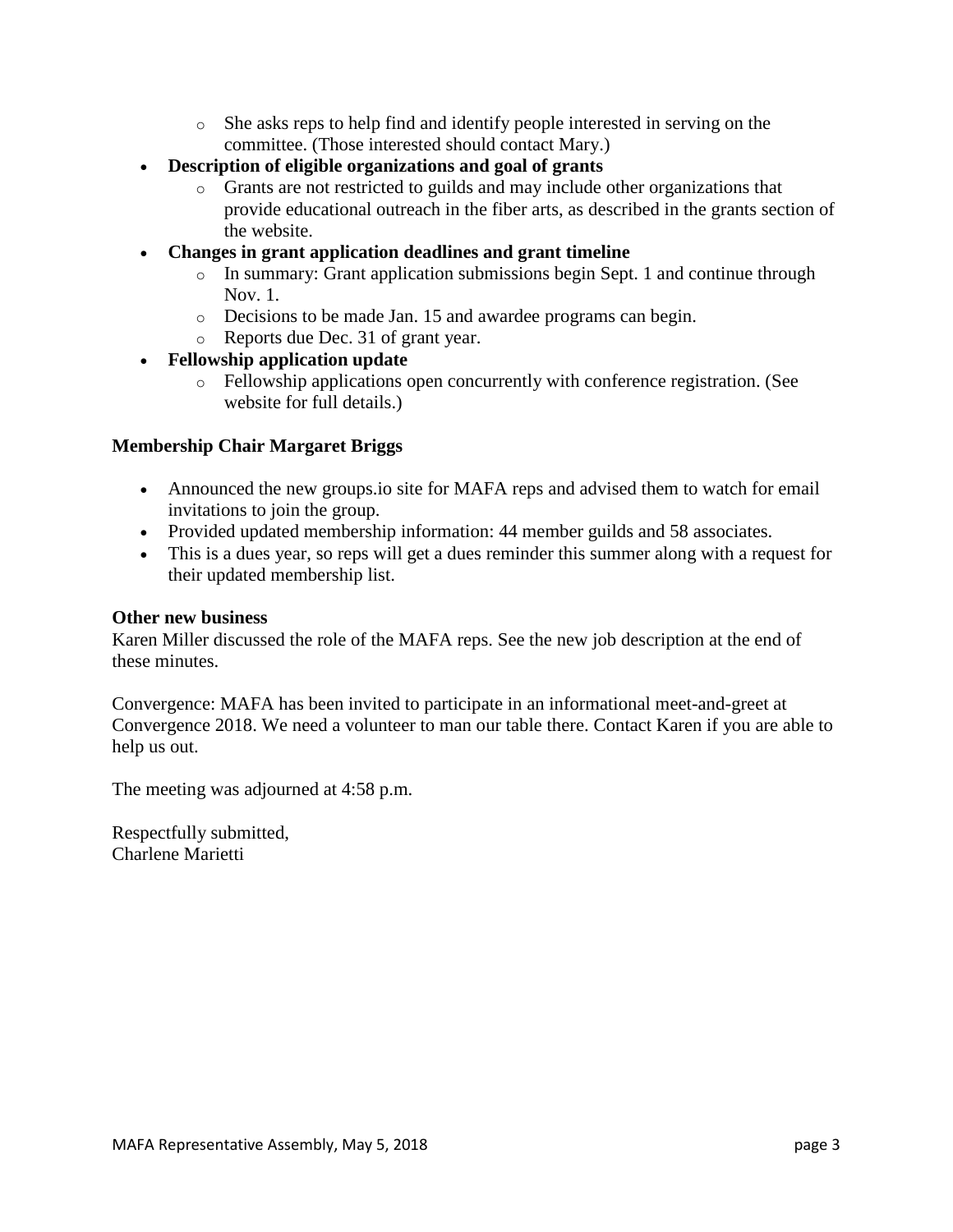- She asks reps to help find and identify people interested in serving on the committee. (Those interested should contact Mary.)
- **Description of eligible organizations and goal of grants**
    - Grants are not restricted to guilds and may include other organizations that provide educational outreach in the fiber arts, as described in the grants section of the website.
- **Changes in grant application deadlines and grant timeline**
    - In summary: Grant application submissions begin Sept. 1 and continue through Nov. 1.
    - Decisions to be made Jan. 15 and awardee programs can begin.
    - Reports due Dec. 31 of grant year.
- **Fellowship application update**
    - Fellowship applications open concurrently with conference registration. (See website for full details.)

**Membership Chair Margaret Briggs**

- Announced the new groups.io site for MAFA reps and advised them to watch for email invitations to join the group.
- Provided updated membership information: 44 member guilds and 58 associates.
- This is a dues year, so reps will get a dues reminder this summer along with a request for their updated membership list.

**Other new business**

Karen Miller discussed the role of the MAFA reps. See the new job description at the end of these minutes.

Convergence: MAFA has been invited to participate in an informational meet-and-greet at Convergence 2018. We need a volunteer to man our table there. Contact Karen if you are able to help us out.

The meeting was adjourned at 4:58 p.m.

Respectfully submitted,
Charlene Marietti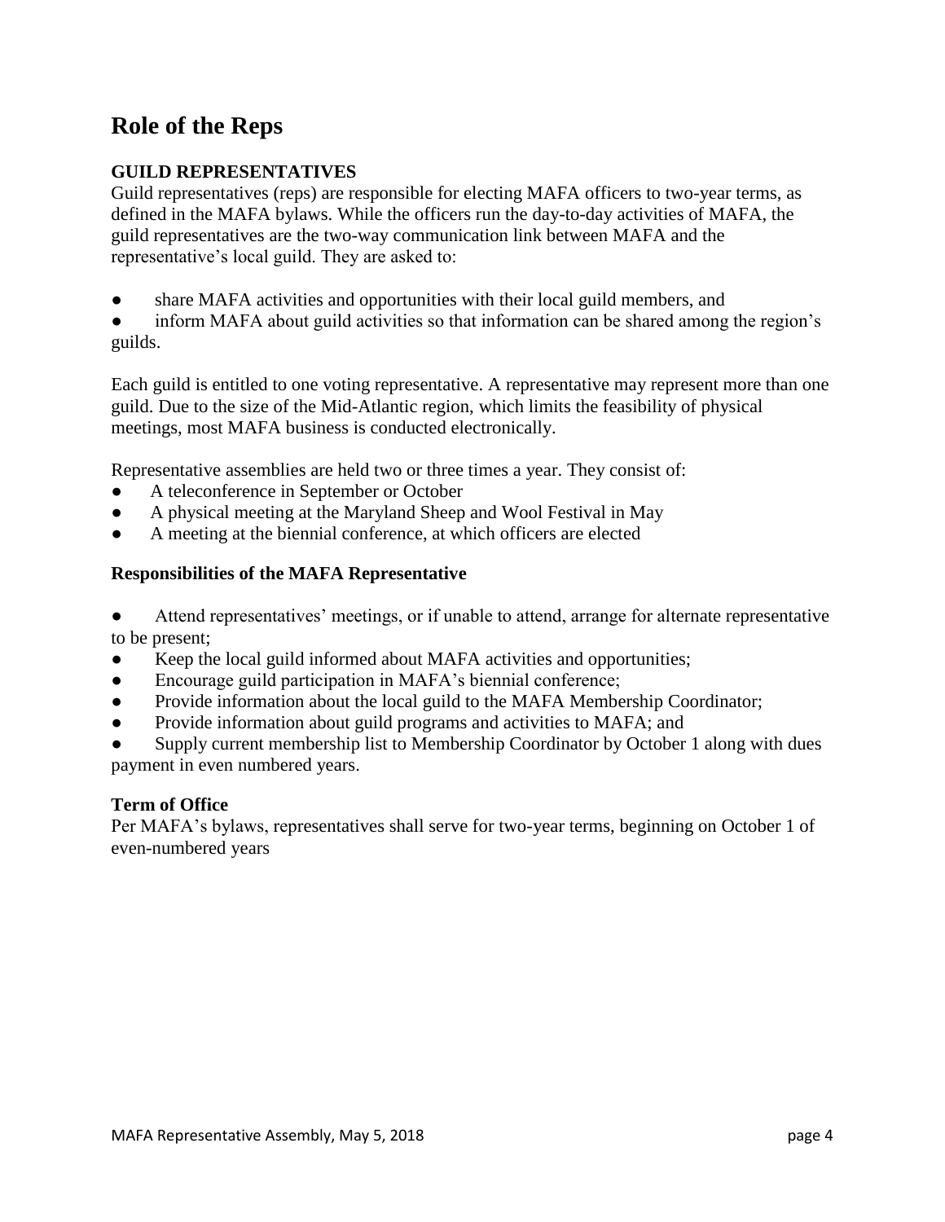# Role of the Reps

### GUILD REPRESENTATIVES

Guild representatives (reps) are responsible for electing MAFA officers to two-year terms, as defined in the MAFA bylaws. While the officers run the day-to-day activities of MAFA, the guild representatives are the two-way communication link between MAFA and the representative's local guild. They are asked to:

- share MAFA activities and opportunities with their local guild members, and
- inform MAFA about guild activities so that information can be shared among the region's guilds.

Each guild is entitled to one voting representative. A representative may represent more than one guild. Due to the size of the Mid-Atlantic region, which limits the feasibility of physical meetings, most MAFA business is conducted electronically.

Representative assemblies are held two or three times a year. They consist of:

- A teleconference in September or October
- A physical meeting at the Maryland Sheep and Wool Festival in May
- A meeting at the biennial conference, at which officers are elected

### Responsibilities of the MAFA Representative

- Attend representatives' meetings, or if unable to attend, arrange for alternate representative to be present;
- Keep the local guild informed about MAFA activities and opportunities;
- Encourage guild participation in MAFA's biennial conference;
- Provide information about the local guild to the MAFA Membership Coordinator;
- Provide information about guild programs and activities to MAFA; and
- Supply current membership list to Membership Coordinator by October 1 along with dues payment in even numbered years.

### Term of Office

Per MAFA's bylaws, representatives shall serve for two-year terms, beginning on October 1 of even-numbered years